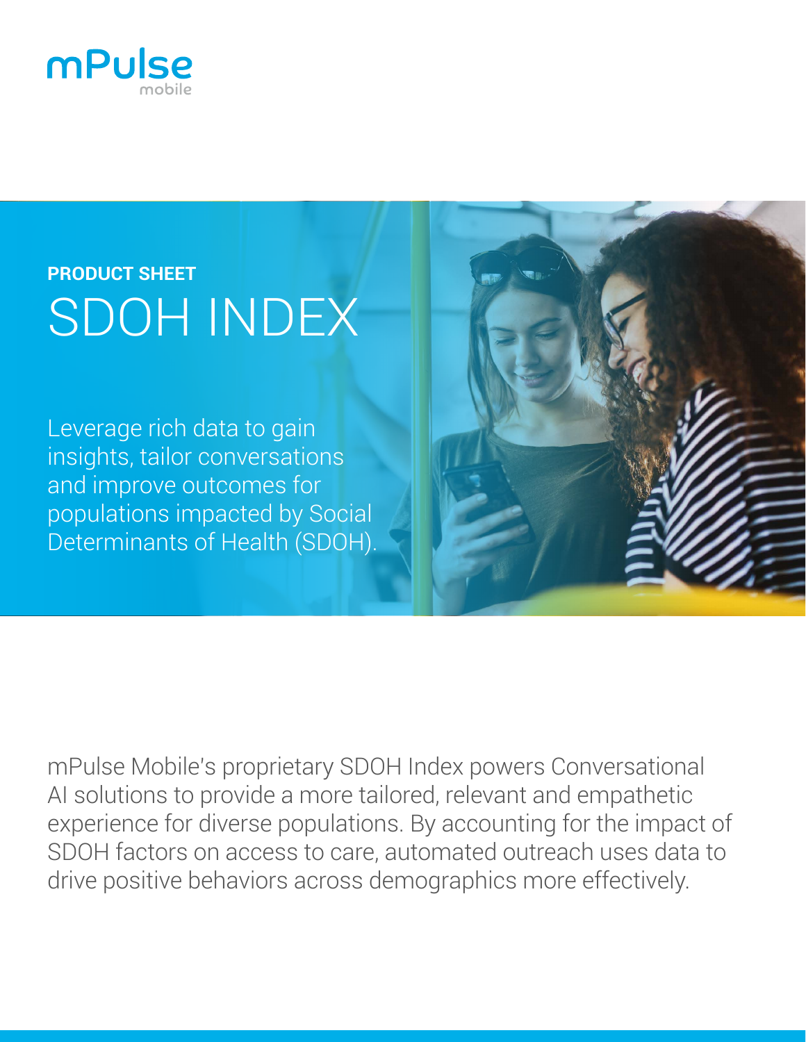mPulse mobile

**PRODUCT SHEET**

# SDOH INDEX

Leverage rich data to gain insights, tailor conversations and improve outcomes for populations impacted by Social Determinants of Health (SDOH).

mPulse Mobile's proprietary SDOH Index powers Conversational AI solutions to provide a more tailored, relevant and empathetic experience for diverse populations. By accounting for the impact of SDOH factors on access to care, automated outreach uses data to drive positive behaviors across demographics more effectively.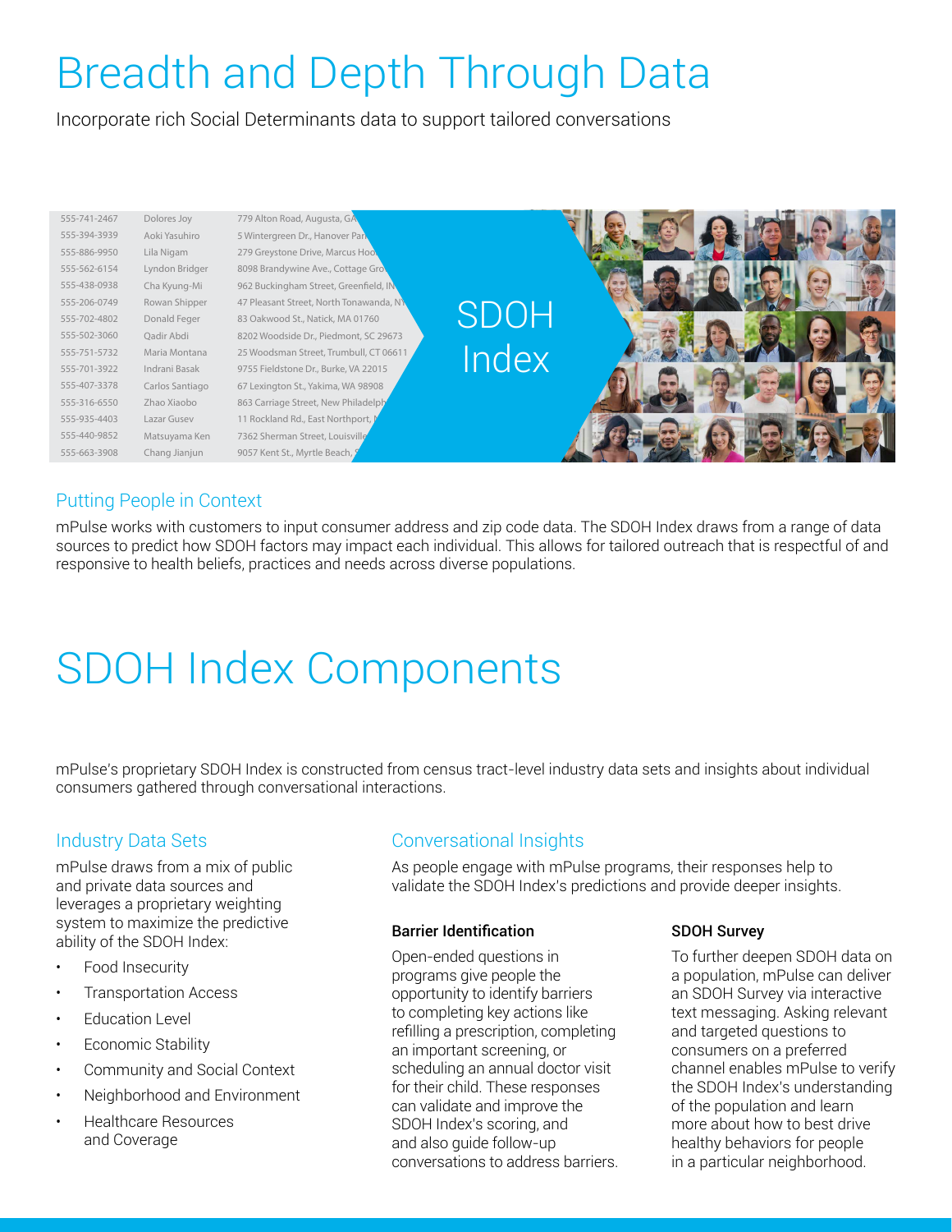# Breadth and Depth Through Data

Incorporate rich Social Determinants data to support tailored conversations

| | | |
|---|---|---|
| 555-741-2467 | Dolores Joy | 779 Alton Road, Augusta, GA |
| 555-394-3939 | Aoki Yasuhiro | 5 Wintergreen Dr., Hanover Par |
| 555-886-9950 | Lila Nigam | 279 Greystone Drive, Marcus Hoo |
| 555-562-6154 | Lyndon Bridger | 8098 Brandywine Ave., Cottage Gro |
| 555-438-0938 | Cha Kyung-Mi | 962 Buckingham Street, Greenfield, IN |
| 555-206-0749 | Rowan Shipper | 47 Pleasant Street, North Tonawanda, NY |
| 555-702-4802 | Donald Feger | 83 Oakwood St., Natick, MA 01760 |
| 555-502-3060 | Qadir Abdi | 8202 Woodside Dr., Piedmont, SC 29673 |
| 555-751-5732 | Maria Montana | 25 Woodsman Street, Trumbull, CT 06611 |
| 555-701-3922 | Indrani Basak | 9755 Fieldstone Dr., Burke, VA 22015 |
| 555-407-3378 | Carlos Santiago | 67 Lexington St., Yakima, WA 98908 |
| 555-316-6550 | Zhao Xiaobo | 863 Carriage Street, New Philadelph |
| 555-935-4403 | Lazar Gusev | 11 Rockland Rd., East Northport, N |
| 555-440-9852 | Matsuyama Ken | 7362 Sherman Street, Louisville |
| 555-663-3908 | Chang Jianjun | 9057 Kent St., Myrtle Beach, S |

SDOH Index

## Putting People in Context

mPulse works with customers to input consumer address and zip code data. The SDOH Index draws from a range of data sources to predict how SDOH factors may impact each individual. This allows for tailored outreach that is respectful of and responsive to health beliefs, practices and needs across diverse populations.

# SDOH Index Components

mPulse's proprietary SDOH Index is constructed from census tract-level industry data sets and insights about individual consumers gathered through conversational interactions.

## Industry Data Sets

mPulse draws from a mix of public and private data sources and leverages a proprietary weighting system to maximize the predictive ability of the SDOH Index:

- Food Insecurity
- Transportation Access
- Education Level
- Economic Stability
- Community and Social Context
- Neighborhood and Environment
- Healthcare Resources and Coverage

## Conversational Insights

As people engage with mPulse programs, their responses help to validate the SDOH Index's predictions and provide deeper insights.

### Barrier Identification

Open-ended questions in programs give people the opportunity to identify barriers to completing key actions like refilling a prescription, completing an important screening, or scheduling an annual doctor visit for their child. These responses can validate and improve the SDOH Index's scoring, and and also guide follow-up conversations to address barriers.

### SDOH Survey

To further deepen SDOH data on a population, mPulse can deliver an SDOH Survey via interactive text messaging. Asking relevant and targeted questions to consumers on a preferred channel enables mPulse to verify the SDOH Index's understanding of the population and learn more about how to best drive healthy behaviors for people in a particular neighborhood.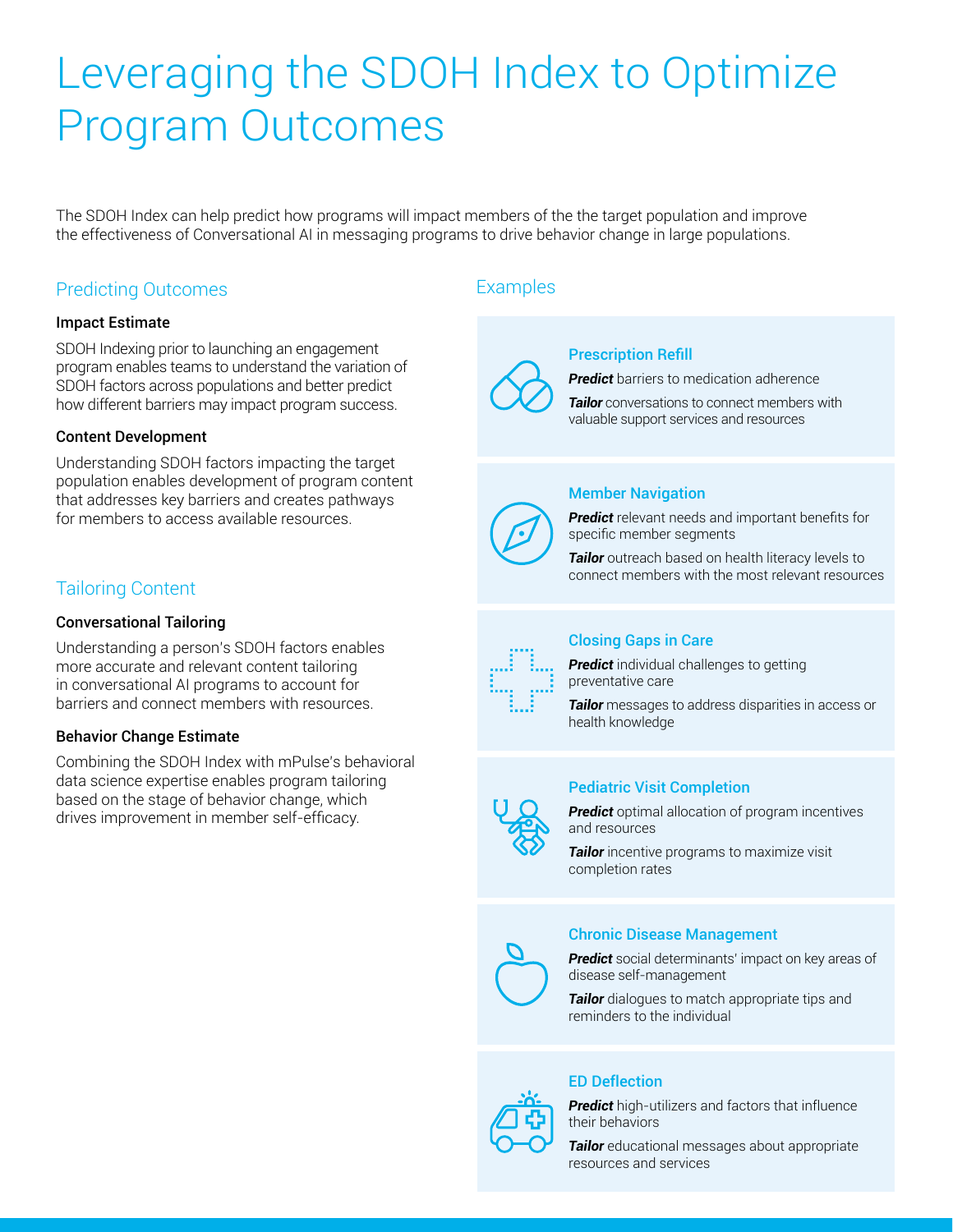# Leveraging the SDOH Index to Optimize Program Outcomes

The SDOH Index can help predict how programs will impact members of the the target population and improve the effectiveness of Conversational AI in messaging programs to drive behavior change in large populations.

## Predicting Outcomes

### Impact Estimate

SDOH Indexing prior to launching an engagement program enables teams to understand the variation of SDOH factors across populations and better predict how different barriers may impact program success.

### Content Development

Understanding SDOH factors impacting the target population enables development of program content that addresses key barriers and creates pathways for members to access available resources.

## Tailoring Content

### Conversational Tailoring

Understanding a person's SDOH factors enables more accurate and relevant content tailoring in conversational AI programs to account for barriers and connect members with resources.

### Behavior Change Estimate

Combining the SDOH Index with mPulse's behavioral data science expertise enables program tailoring based on the stage of behavior change, which drives improvement in member self-efficacy.

## Examples

### Prescription Refill

***Predict*** barriers to medication adherence

***Tailor*** conversations to connect members with valuable support services and resources

### Member Navigation

***Predict*** relevant needs and important benefits for specific member segments

***Tailor*** outreach based on health literacy levels to connect members with the most relevant resources

### Closing Gaps in Care

***Predict*** individual challenges to getting preventative care

***Tailor*** messages to address disparities in access or health knowledge

### Pediatric Visit Completion

***Predict*** optimal allocation of program incentives and resources

***Tailor*** incentive programs to maximize visit completion rates

### Chronic Disease Management

***Predict*** social determinants' impact on key areas of disease self-management

***Tailor*** dialogues to match appropriate tips and reminders to the individual

### ED Deflection

***Predict*** high-utilizers and factors that influence their behaviors

***Tailor*** educational messages about appropriate resources and services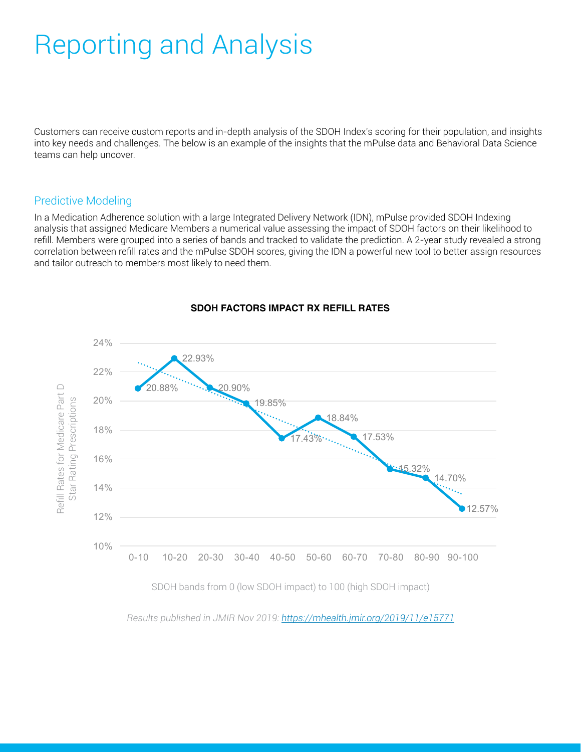# Reporting and Analysis

Customers can receive custom reports and in-depth analysis of the SDOH Index's scoring for their population, and insights into key needs and challenges. The below is an example of the insights that the mPulse data and Behavioral Data Science teams can help uncover.

## Predictive Modeling

In a Medication Adherence solution with a large Integrated Delivery Network (IDN), mPulse provided SDOH Indexing analysis that assigned Medicare Members a numerical value assessing the impact of SDOH factors on their likelihood to refill. Members were grouped into a series of bands and tracked to validate the prediction. A 2-year study revealed a strong correlation between refill rates and the mPulse SDOH scores, giving the IDN a powerful new tool to better assign resources and tailor outreach to members most likely to need them.

**SDOH FACTORS IMPACT RX REFILL RATES**

| SDOH bands from 0 (low SDOH impact) to 100 (high SDOH impact) | Refill Rates for Medicare Part D Star Rating Prescriptions |
| --- | --- |
| 0-10 | 20.88% |
| 10-20 | 22.93% |
| 20-30 | 20.90% |
| 30-40 | 19.85% |
| 40-50 | 17.43% |
| 50-60 | 18.84% |
| 60-70 | 17.53% |
| 70-80 | 15.32% |
| 80-90 | 14.70% |
| 90-100 | 12.57% |

*Results published in JMIR Nov 2019: https://mhealth.jmir.org/2019/11/e15771*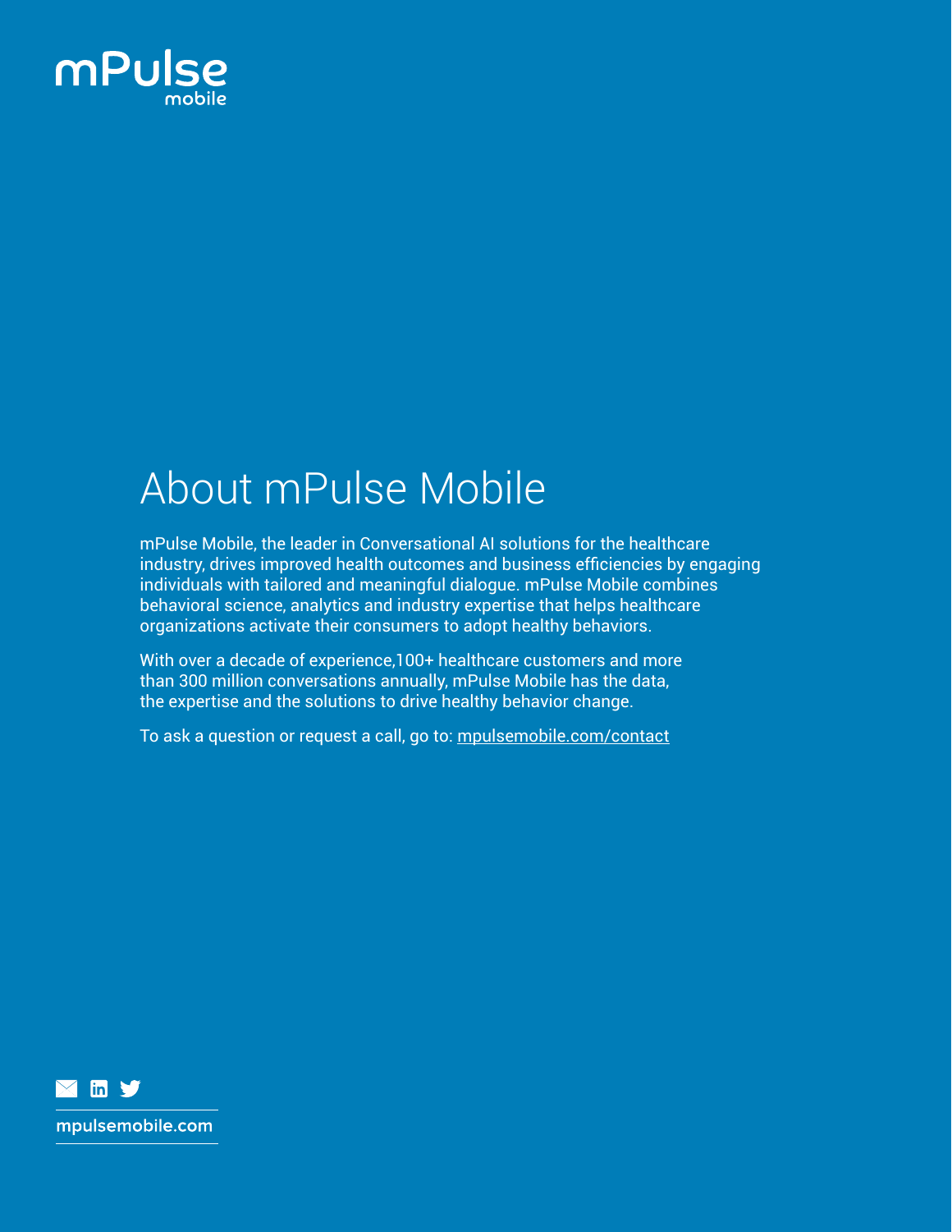mPulse mobile

# About mPulse Mobile

mPulse Mobile, the leader in Conversational AI solutions for the healthcare industry, drives improved health outcomes and business efficiencies by engaging individuals with tailored and meaningful dialogue. mPulse Mobile combines behavioral science, analytics and industry expertise that helps healthcare organizations activate their consumers to adopt healthy behaviors.

With over a decade of experience,100+ healthcare customers and more than 300 million conversations annually, mPulse Mobile has the data, the expertise and the solutions to drive healthy behavior change.

To ask a question or request a call, go to: mpulsemobile.com/contact

mpulsemobile.com